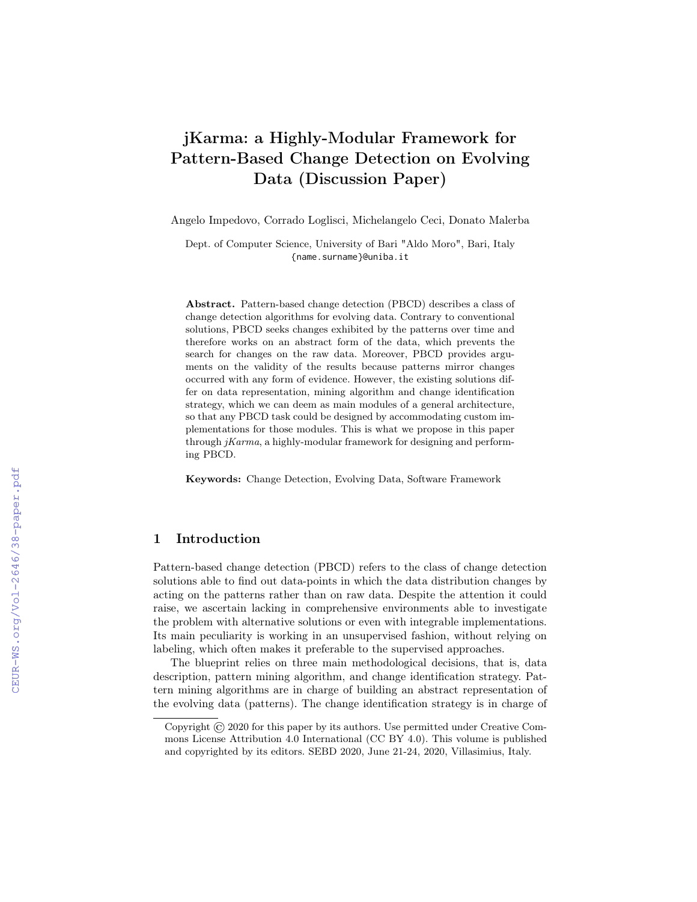# jKarma: a Highly-Modular Framework for Pattern-Based Change Detection on Evolving Data (Discussion Paper)

Angelo Impedovo, Corrado Loglisci, Michelangelo Ceci, Donato Malerba

Dept. of Computer Science, University of Bari "Aldo Moro", Bari, Italy
{name.surname}@uniba.it

**Abstract.** Pattern-based change detection (PBCD) describes a class of change detection algorithms for evolving data. Contrary to conventional solutions, PBCD seeks changes exhibited by the patterns over time and therefore works on an abstract form of the data, which prevents the search for changes on the raw data. Moreover, PBCD provides arguments on the validity of the results because patterns mirror changes occurred with any form of evidence. However, the existing solutions differ on data representation, mining algorithm and change identification strategy, which we can deem as main modules of a general architecture, so that any PBCD task could be designed by accommodating custom implementations for those modules. This is what we propose in this paper through *jKarma*, a highly-modular framework for designing and performing PBCD.

**Keywords:** Change Detection, Evolving Data, Software Framework

## 1 Introduction

Pattern-based change detection (PBCD) refers to the class of change detection solutions able to find out data-points in which the data distribution changes by acting on the patterns rather than on raw data. Despite the attention it could raise, we ascertain lacking in comprehensive environments able to investigate the problem with alternative solutions or even with integrable implementations. Its main peculiarity is working in an unsupervised fashion, without relying on labeling, which often makes it preferable to the supervised approaches.

The blueprint relies on three main methodological decisions, that is, data description, pattern mining algorithm, and change identification strategy. Pattern mining algorithms are in charge of building an abstract representation of the evolving data (patterns). The change identification strategy is in charge of

Copyright © 2020 for this paper by its authors. Use permitted under Creative Commons License Attribution 4.0 International (CC BY 4.0). This volume is published and copyrighted by its editors. SEBD 2020, June 21-24, 2020, Villasimius, Italy.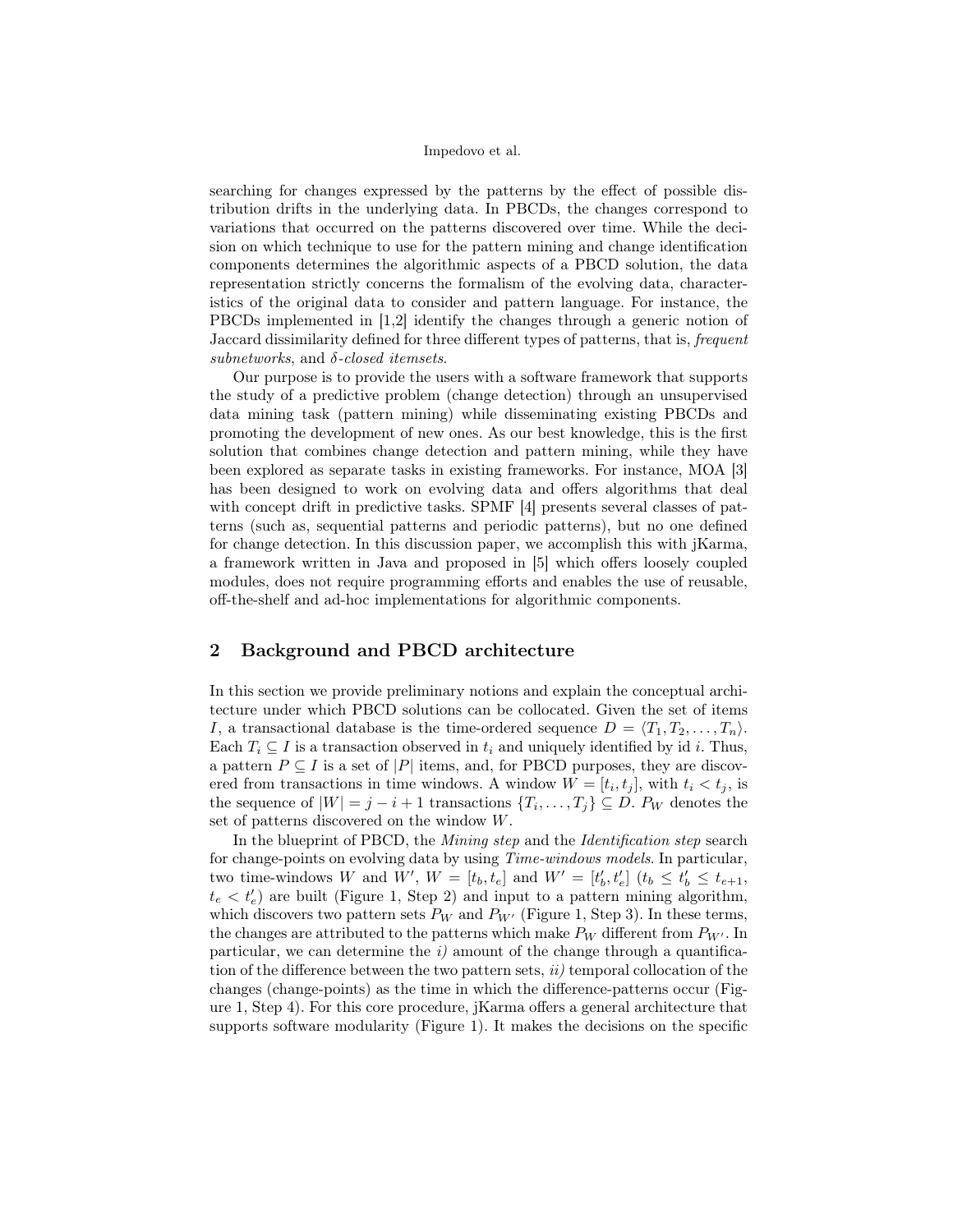searching for changes expressed by the patterns by the effect of possible distribution drifts in the underlying data. In PBCDs, the changes correspond to variations that occurred on the patterns discovered over time. While the decision on which technique to use for the pattern mining and change identification components determines the algorithmic aspects of a PBCD solution, the data representation strictly concerns the formalism of the evolving data, characteristics of the original data to consider and pattern language. For instance, the PBCDs implemented in [1,2] identify the changes through a generic notion of Jaccard dissimilarity defined for three different types of patterns, that is, *frequent subnetworks*, and *δ-closed itemsets*.

Our purpose is to provide the users with a software framework that supports the study of a predictive problem (change detection) through an unsupervised data mining task (pattern mining) while disseminating existing PBCDs and promoting the development of new ones. As our best knowledge, this is the first solution that combines change detection and pattern mining, while they have been explored as separate tasks in existing frameworks. For instance, MOA [3] has been designed to work on evolving data and offers algorithms that deal with concept drift in predictive tasks. SPMF [4] presents several classes of patterns (such as, sequential patterns and periodic patterns), but no one defined for change detection. In this discussion paper, we accomplish this with jKarma, a framework written in Java and proposed in [5] which offers loosely coupled modules, does not require programming efforts and enables the use of reusable, off-the-shelf and ad-hoc implementations for algorithmic components.

## 2 Background and PBCD architecture

In this section we provide preliminary notions and explain the conceptual architecture under which PBCD solutions can be collocated. Given the set of items $I$, a transactional database is the time-ordered sequence $D = \langle T_1, T_2, \ldots, T_n \rangle$. Each $T_i \subseteq I$ is a transaction observed in $t_i$ and uniquely identified by id $i$. Thus, a pattern $P \subseteq I$ is a set of $|P|$ items, and, for PBCD purposes, they are discovered from transactions in time windows. A window $W = [t_i, t_j]$, with $t_i < t_j$, is the sequence of $|W| = j - i + 1$ transactions $\{T_i, \ldots, T_j\} \subseteq D$. $P_W$ denotes the set of patterns discovered on the window $W$.

In the blueprint of PBCD, the *Mining step* and the *Identification step* search for change-points on evolving data by using *Time-windows models*. In particular, two time-windows $W$ and $W'$, $W = [t_b, t_e]$ and $W' = [t'_b, t'_e]$ ($t_b \leq t'_b \leq t_{e+1}$, $t_e < t'_e$) are built (Figure 1, Step 2) and input to a pattern mining algorithm, which discovers two pattern sets $P_W$ and $P_{W'}$ (Figure 1, Step 3). In these terms, the changes are attributed to the patterns which make $P_W$ different from $P_{W'}$. In particular, we can determine the *i)* amount of the change through a quantification of the difference between the two pattern sets, *ii)* temporal collocation of the changes (change-points) as the time in which the difference-patterns occur (Figure 1, Step 4). For this core procedure, jKarma offers a general architecture that supports software modularity (Figure 1). It makes the decisions on the specific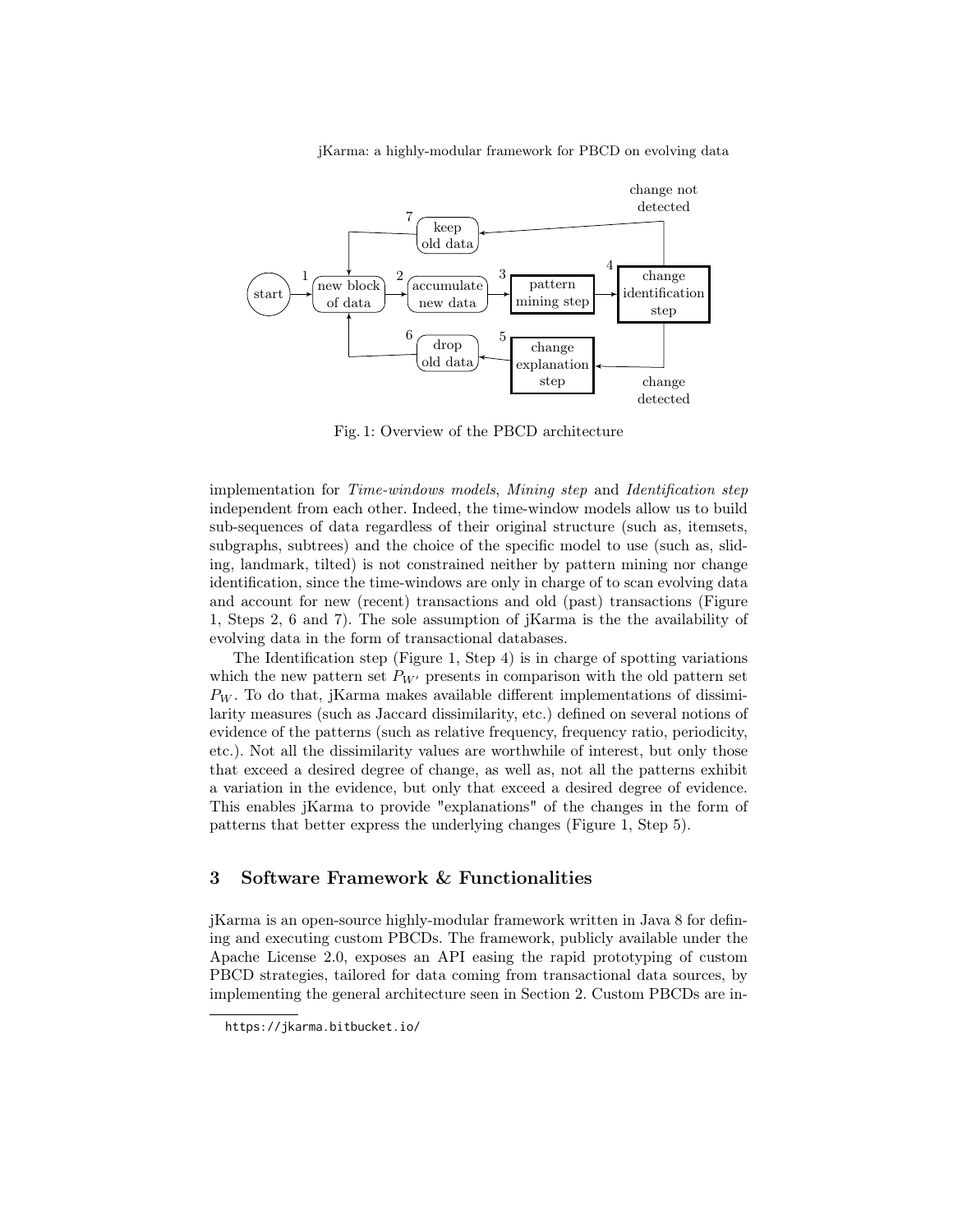Fig. 1: Overview of the PBCD architecture

implementation for *Time-windows models*, *Mining step* and *Identification step* independent from each other. Indeed, the time-window models allow us to build sub-sequences of data regardless of their original structure (such as, itemsets, subgraphs, subtrees) and the choice of the specific model to use (such as, sliding, landmark, tilted) is not constrained neither by pattern mining nor change identification, since the time-windows are only in charge of to scan evolving data and account for new (recent) transactions and old (past) transactions (Figure 1, Steps 2, 6 and 7). The sole assumption of jKarma is the the availability of evolving data in the form of transactional databases.

The Identification step (Figure 1, Step 4) is in charge of spotting variations which the new pattern set $P_{W'}$ presents in comparison with the old pattern set $P_W$. To do that, jKarma makes available different implementations of dissimilarity measures (such as Jaccard dissimilarity, etc.) defined on several notions of evidence of the patterns (such as relative frequency, frequency ratio, periodicity, etc.). Not all the dissimilarity values are worthwhile of interest, but only those that exceed a desired degree of change, as well as, not all the patterns exhibit a variation in the evidence, but only that exceed a desired degree of evidence. This enables jKarma to provide "explanations" of the changes in the form of patterns that better express the underlying changes (Figure 1, Step 5).

## 3 Software Framework & Functionalities

jKarma is an open-source highly-modular framework written in Java 8 for defining and executing custom PBCDs. The framework, publicly available under the Apache License 2.0, exposes an API easing the rapid prototyping of custom PBCD strategies, tailored for data coming from transactional data sources, by implementing the general architecture seen in Section 2. Custom PBCDs are in-

https://jkarma.bitbucket.io/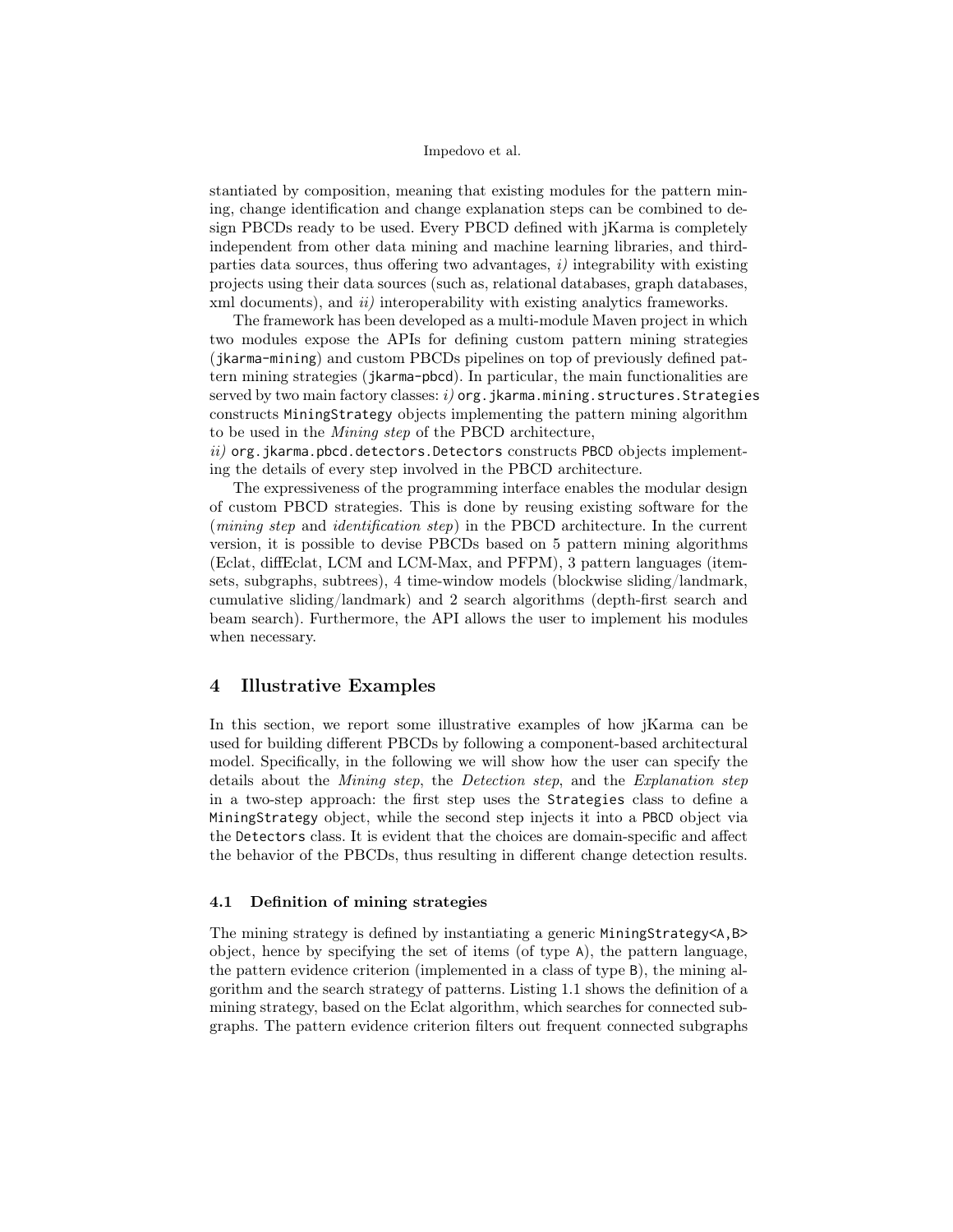stantiated by composition, meaning that existing modules for the pattern mining, change identification and change explanation steps can be combined to design PBCDs ready to be used. Every PBCD defined with jKarma is completely independent from other data mining and machine learning libraries, and third-parties data sources, thus offering two advantages, *i)* integrability with existing projects using their data sources (such as, relational databases, graph databases, xml documents), and *ii)* interoperability with existing analytics frameworks.

The framework has been developed as a multi-module Maven project in which two modules expose the APIs for defining custom pattern mining strategies (`jkarma-mining`) and custom PBCDs pipelines on top of previously defined pattern mining strategies (`jkarma-pbcd`). In particular, the main functionalities are served by two main factory classes: *i)* `org.jkarma.mining.structures.Strategies` constructs `MiningStrategy` objects implementing the pattern mining algorithm to be used in the *Mining step* of the PBCD architecture,
*ii)* `org.jkarma.pbcd.detectors.Detectors` constructs `PBCD` objects implementing the details of every step involved in the PBCD architecture.

The expressiveness of the programming interface enables the modular design of custom PBCD strategies. This is done by reusing existing software for the (*mining step* and *identification step*) in the PBCD architecture. In the current version, it is possible to devise PBCDs based on 5 pattern mining algorithms (Eclat, diffEclat, LCM and LCM-Max, and PFPM), 3 pattern languages (itemsets, subgraphs, subtrees), 4 time-window models (blockwise sliding/landmark, cumulative sliding/landmark) and 2 search algorithms (depth-first search and beam search). Furthermore, the API allows the user to implement his modules when necessary.

## 4 Illustrative Examples

In this section, we report some illustrative examples of how jKarma can be used for building different PBCDs by following a component-based architectural model. Specifically, in the following we will show how the user can specify the details about the *Mining step*, the *Detection step*, and the *Explanation step* in a two-step approach: the first step uses the `Strategies` class to define a `MiningStrategy` object, while the second step injects it into a `PBCD` object via the `Detectors` class. It is evident that the choices are domain-specific and affect the behavior of the PBCDs, thus resulting in different change detection results.

### 4.1 Definition of mining strategies

The mining strategy is defined by instantiating a generic `MiningStrategy<A,B>` object, hence by specifying the set of items (of type `A`), the pattern language, the pattern evidence criterion (implemented in a class of type `B`), the mining algorithm and the search strategy of patterns. Listing 1.1 shows the definition of a mining strategy, based on the Eclat algorithm, which searches for connected subgraphs. The pattern evidence criterion filters out frequent connected subgraphs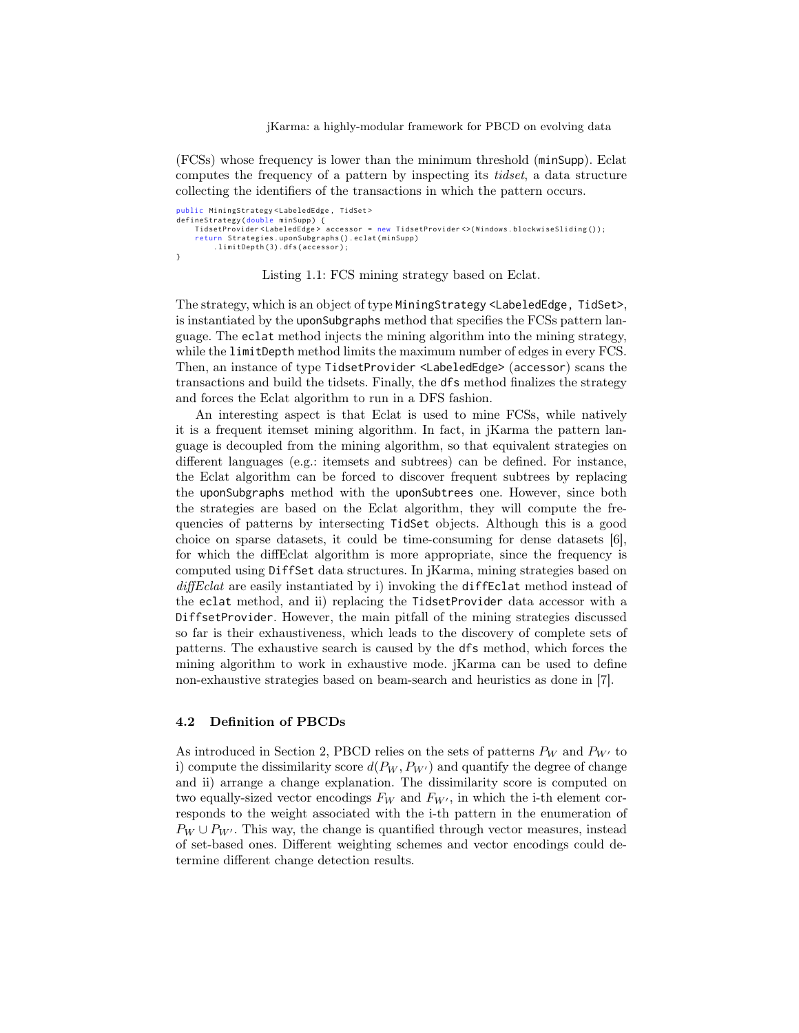(FCSs) whose frequency is lower than the minimum threshold (minSupp). Eclat computes the frequency of a pattern by inspecting its *tidset*, a data structure collecting the identifiers of the transactions in which the pattern occurs.

```
public MiningStrategy<LabeledEdge, TidSet>
defineStrategy(double minSupp) {
    TidsetProvider<LabeledEdge> accessor = new TidsetProvider<>(Windows.blockwiseSliding());
    return Strategies.uponSubgraphs().eclat(minSupp)
        .limitDepth(3).dfs(accessor);
}
```

Listing 1.1: FCS mining strategy based on Eclat.

The strategy, which is an object of type `MiningStrategy <LabeledEdge, TidSet>`, is instantiated by the `uponSubgraphs` method that specifies the FCSs pattern language. The `eclat` method injects the mining algorithm into the mining strategy, while the `limitDepth` method limits the maximum number of edges in every FCS. Then, an instance of type `TidsetProvider <LabeledEdge>` (`accessor`) scans the transactions and build the tidsets. Finally, the `dfs` method finalizes the strategy and forces the Eclat algorithm to run in a DFS fashion.

An interesting aspect is that Eclat is used to mine FCSs, while natively it is a frequent itemset mining algorithm. In fact, in jKarma the pattern language is decoupled from the mining algorithm, so that equivalent strategies on different languages (e.g.: itemsets and subtrees) can be defined. For instance, the Eclat algorithm can be forced to discover frequent subtrees by replacing the `uponSubgraphs` method with the `uponSubtrees` one. However, since both the strategies are based on the Eclat algorithm, they will compute the frequencies of patterns by intersecting `TidSet` objects. Although this is a good choice on sparse datasets, it could be time-consuming for dense datasets [6], for which the diffEclat algorithm is more appropriate, since the frequency is computed using `DiffSet` data structures. In jKarma, mining strategies based on *diffEclat* are easily instantiated by i) invoking the `diffEclat` method instead of the `eclat` method, and ii) replacing the `TidsetProvider` data accessor with a `DiffsetProvider`. However, the main pitfall of the mining strategies discussed so far is their exhaustiveness, which leads to the discovery of complete sets of patterns. The exhaustive search is caused by the `dfs` method, which forces the mining algorithm to work in exhaustive mode. jKarma can be used to define non-exhaustive strategies based on beam-search and heuristics as done in [7].

### 4.2 Definition of PBCDs

As introduced in Section 2, PBCD relies on the sets of patterns $P_W$ and $P_{W'}$ to i) compute the dissimilarity score $d(P_W, P_{W'})$ and quantify the degree of change and ii) arrange a change explanation. The dissimilarity score is computed on two equally-sized vector encodings $F_W$ and $F_{W'}$, in which the i-th element corresponds to the weight associated with the i-th pattern in the enumeration of $P_W \cup P_{W'}$. This way, the change is quantified through vector measures, instead of set-based ones. Different weighting schemes and vector encodings could determine different change detection results.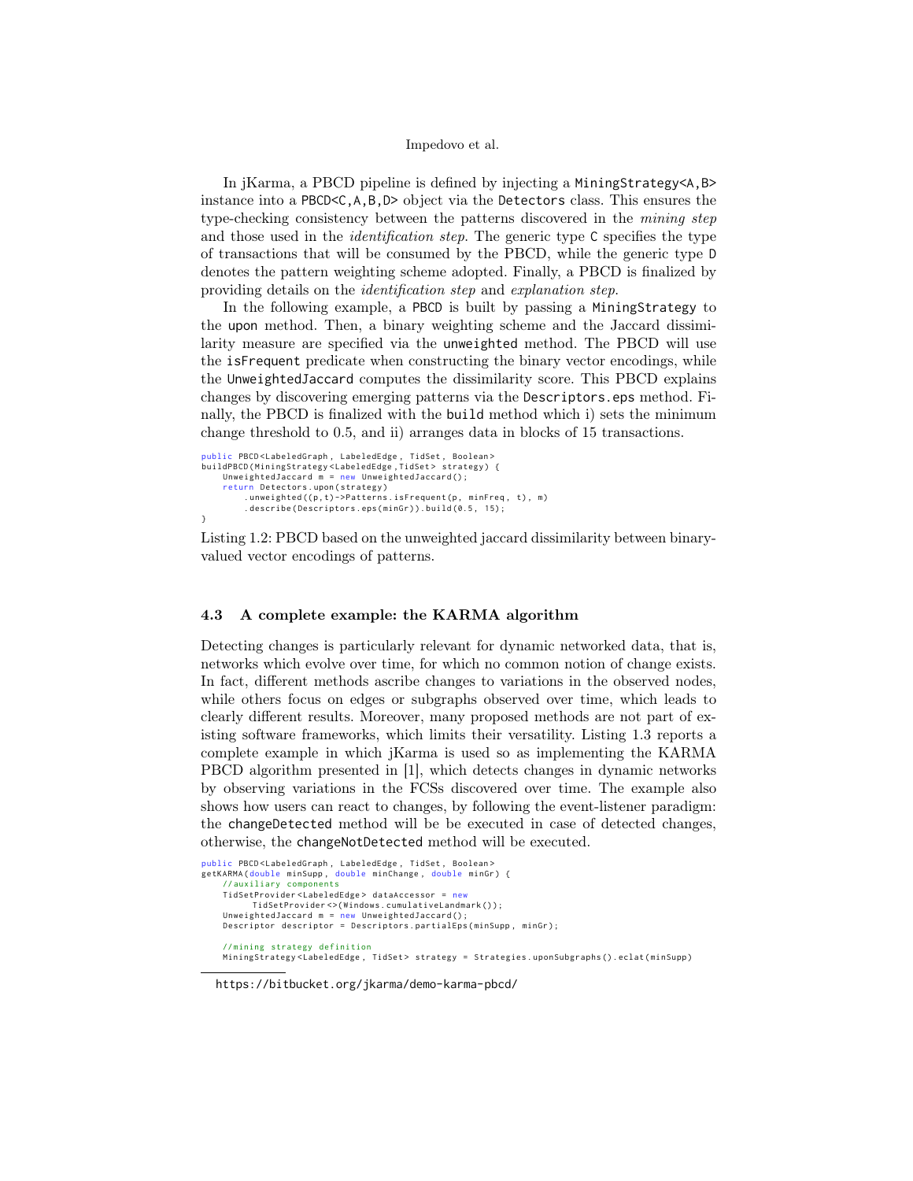In jKarma, a PBCD pipeline is defined by injecting a MiningStrategy<A,B> instance into a PBCD<C,A,B,D> object via the Detectors class. This ensures the type-checking consistency between the patterns discovered in the *mining step* and those used in the *identification step*. The generic type C specifies the type of transactions that will be consumed by the PBCD, while the generic type D denotes the pattern weighting scheme adopted. Finally, a PBCD is finalized by providing details on the *identification step* and *explanation step*.

In the following example, a PBCD is built by passing a MiningStrategy to the upon method. Then, a binary weighting scheme and the Jaccard dissimilarity measure are specified via the unweighted method. The PBCD will use the isFrequent predicate when constructing the binary vector encodings, while the UnweightedJaccard computes the dissimilarity score. This PBCD explains changes by discovering emerging patterns via the Descriptors.eps method. Finally, the PBCD is finalized with the build method which i) sets the minimum change threshold to 0.5, and ii) arranges data in blocks of 15 transactions.

```
public PBCD<LabeledGraph, LabeledEdge, TidSet, Boolean>
buildPBCD(MiningStrategy<LabeledEdge,TidSet> strategy) {
    UnweightedJaccard m = new UnweightedJaccard();
    return Detectors.upon(strategy)
        .unweighted((p,t)->Patterns.isFrequent(p, minFreq, t), m)
        .describe(Descriptors.eps(minGr)).build(0.5, 15);
}
```

Listing 1.2: PBCD based on the unweighted jaccard dissimilarity between binary-valued vector encodings of patterns.

### 4.3 A complete example: the KARMA algorithm

Detecting changes is particularly relevant for dynamic networked data, that is, networks which evolve over time, for which no common notion of change exists. In fact, different methods ascribe changes to variations in the observed nodes, while others focus on edges or subgraphs observed over time, which leads to clearly different results. Moreover, many proposed methods are not part of existing software frameworks, which limits their versatility. Listing 1.3 reports a complete example in which jKarma is used so as implementing the KARMA PBCD algorithm presented in [1], which detects changes in dynamic networks by observing variations in the FCSs discovered over time. The example also shows how users can react to changes, by following the event-listener paradigm: the changeDetected method will be be executed in case of detected changes, otherwise, the changeNotDetected method will be executed.

```
public PBCD<LabeledGraph, LabeledEdge, TidSet, Boolean>
getKARMA(double minSupp, double minChange, double minGr) {
    //auxiliary components
    TidSetProvider<LabeledEdge> dataAccessor = new
         TidSetProvider<>(Windows.cumulativeLandmark());
    UnweightedJaccard m = new UnweightedJaccard();
    Descriptor descriptor = Descriptors.partialEps(minSupp, minGr);

    //mining strategy definition
    MiningStrategy<LabeledEdge, TidSet> strategy = Strategies.uponSubgraphs().eclat(minSupp)
```

https://bitbucket.org/jkarma/demo-karma-pbcd/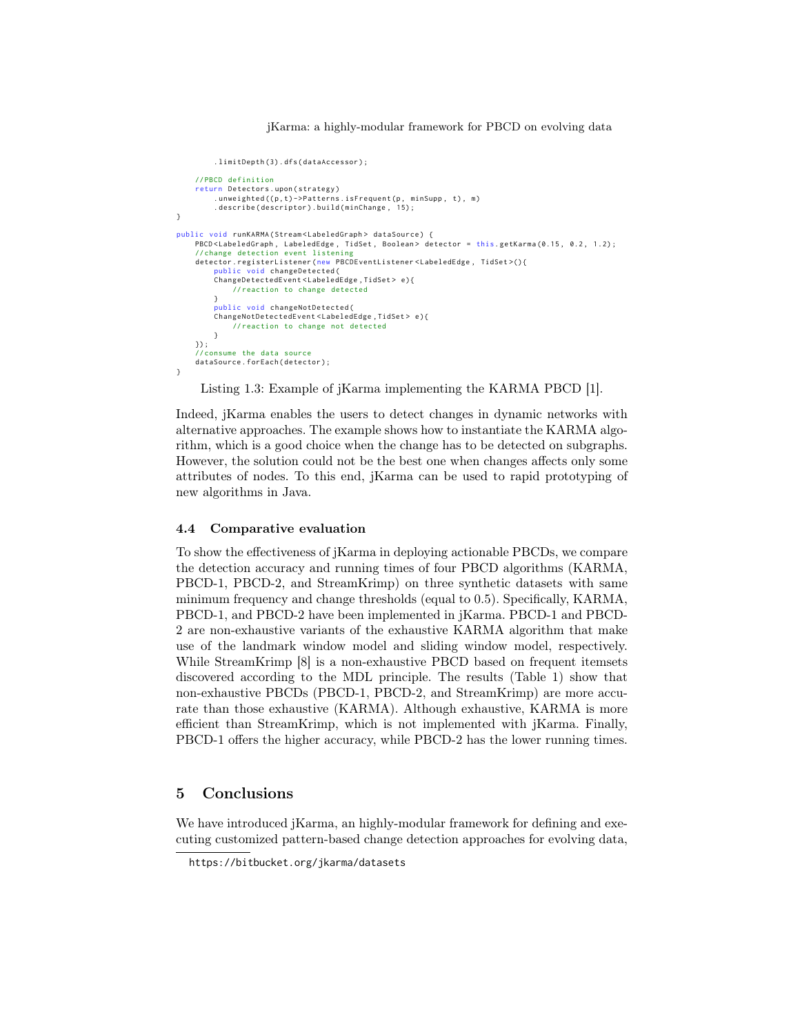```java
        .limitDepth(3).dfs(dataAccessor);

    //PBCD definition
    return Detectors.upon(strategy)
        .unweighted((p,t)->Patterns.isFrequent(p, minSupp, t), m)
        .describe(descriptor).build(minChange, 15);
}

public void runKARMA(Stream<LabeledGraph> dataSource) {
    PBCD<LabeledGraph, LabeledEdge, TidSet, Boolean> detector = this.getKarma(0.15, 0.2, 1.2);
    //change detection event listening
    detector.registerListener(new PBCDEventListener<LabeledEdge, TidSet>(){
        public void changeDetected(
        ChangeDetectedEvent<LabeledEdge,TidSet> e){
            //reaction to change detected
        }
        public void changeNotDetected(
        ChangeNotDetectedEvent<LabeledEdge,TidSet> e){
            //reaction to change not detected
        }
    });
    //consume the data source
    dataSource.forEach(detector);
}
```

Listing 1.3: Example of jKarma implementing the KARMA PBCD [1].

Indeed, jKarma enables the users to detect changes in dynamic networks with alternative approaches. The example shows how to instantiate the KARMA algorithm, which is a good choice when the change has to be detected on subgraphs. However, the solution could not be the best one when changes affects only some attributes of nodes. To this end, jKarma can be used to rapid prototyping of new algorithms in Java.

### 4.4 Comparative evaluation

To show the effectiveness of jKarma in deploying actionable PBCDs, we compare the detection accuracy and running times of four PBCD algorithms (KARMA, PBCD-1, PBCD-2, and StreamKrimp) on three synthetic datasets with same minimum frequency and change thresholds (equal to 0.5). Specifically, KARMA, PBCD-1, and PBCD-2 have been implemented in jKarma. PBCD-1 and PBCD-2 are non-exhaustive variants of the exhaustive KARMA algorithm that make use of the landmark window model and sliding window model, respectively. While StreamKrimp [8] is a non-exhaustive PBCD based on frequent itemsets discovered according to the MDL principle. The results (Table 1) show that non-exhaustive PBCDs (PBCD-1, PBCD-2, and StreamKrimp) are more accurate than those exhaustive (KARMA). Although exhaustive, KARMA is more efficient than StreamKrimp, which is not implemented with jKarma. Finally, PBCD-1 offers the higher accuracy, while PBCD-2 has the lower running times.

## 5 Conclusions

We have introduced jKarma, an highly-modular framework for defining and executing customized pattern-based change detection approaches for evolving data,

https://bitbucket.org/jkarma/datasets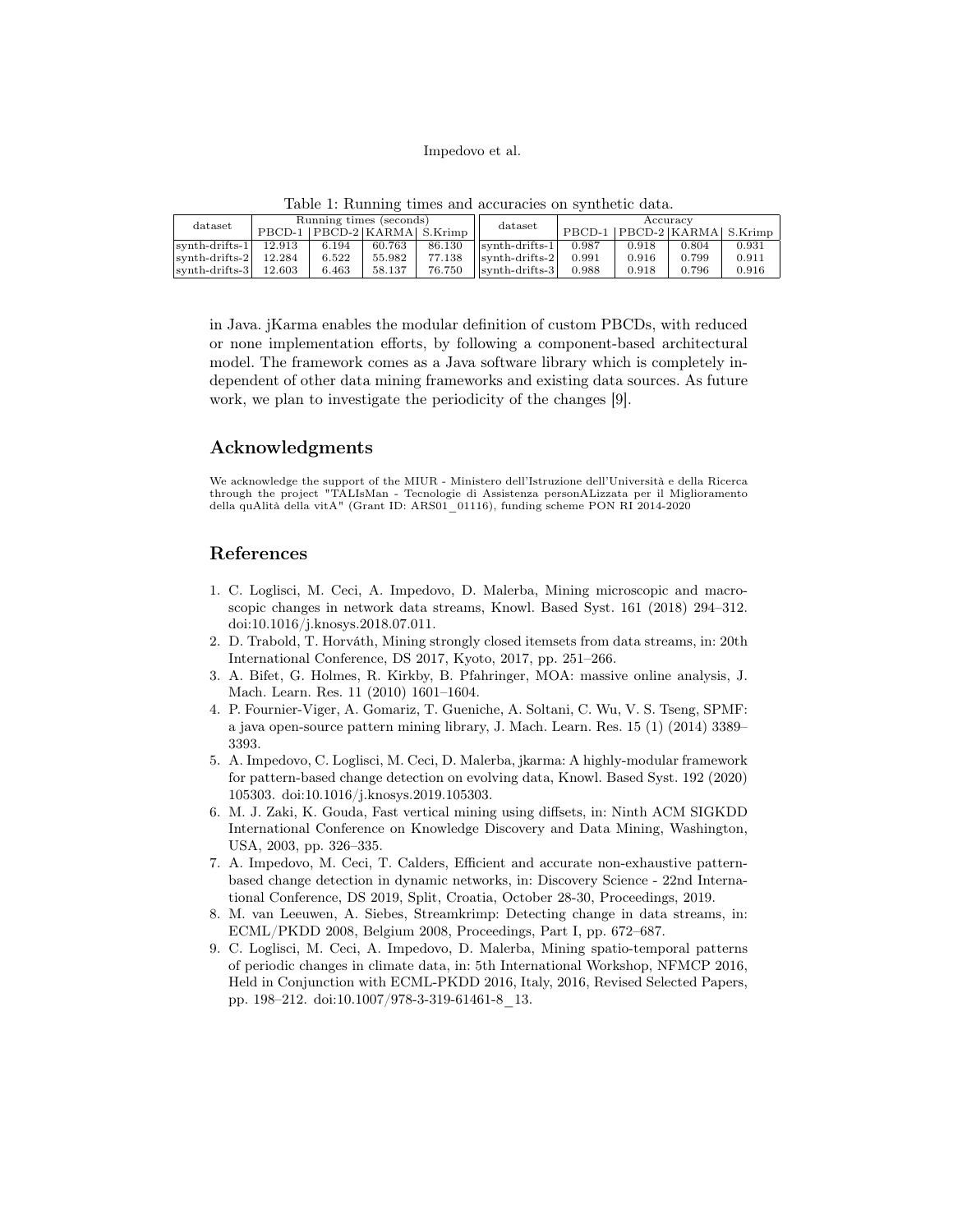Table 1: Running times and accuracies on synthetic data.

| dataset | Running times (seconds) | | | | dataset | Accuracy | | | |
|---|---|---|---|---|---|---|---|---|---|
| | PBCD-1 | PBCD-2 | KARMA | S.Krimp | | PBCD-1 | PBCD-2 | KARMA | S.Krimp |
| synth-drifts-1 | 12.913 | 6.194 | 60.763 | 86.130 | synth-drifts-1 | 0.987 | 0.918 | 0.804 | 0.931 |
| synth-drifts-2 | 12.284 | 6.522 | 55.982 | 77.138 | synth-drifts-2 | 0.991 | 0.916 | 0.799 | 0.911 |
| synth-drifts-3 | 12.603 | 6.463 | 58.137 | 76.750 | synth-drifts-3 | 0.988 | 0.918 | 0.796 | 0.916 |

in Java. jKarma enables the modular definition of custom PBCDs, with reduced or none implementation efforts, by following a component-based architectural model. The framework comes as a Java software library which is completely independent of other data mining frameworks and existing data sources. As future work, we plan to investigate the periodicity of the changes [9].

## Acknowledgments

We acknowledge the support of the MIUR - Ministero dell'Istruzione dell'Università e della Ricerca through the project "TALIsMan - Tecnologie di Assistenza personALizzata per il Miglioramento della quAlità della vitA" (Grant ID: ARS01_01116), funding scheme PON RI 2014-2020

## References

1. C. Loglisci, M. Ceci, A. Impedovo, D. Malerba, Mining microscopic and macroscopic changes in network data streams, Knowl. Based Syst. 161 (2018) 294–312. doi:10.1016/j.knosys.2018.07.011.
2. D. Trabold, T. Horváth, Mining strongly closed itemsets from data streams, in: 20th International Conference, DS 2017, Kyoto, 2017, pp. 251–266.
3. A. Bifet, G. Holmes, R. Kirkby, B. Pfahringer, MOA: massive online analysis, J. Mach. Learn. Res. 11 (2010) 1601–1604.
4. P. Fournier-Viger, A. Gomariz, T. Gueniche, A. Soltani, C. Wu, V. S. Tseng, SPMF: a java open-source pattern mining library, J. Mach. Learn. Res. 15 (1) (2014) 3389–3393.
5. A. Impedovo, C. Loglisci, M. Ceci, D. Malerba, jkarma: A highly-modular framework for pattern-based change detection on evolving data, Knowl. Based Syst. 192 (2020) 105303. doi:10.1016/j.knosys.2019.105303.
6. M. J. Zaki, K. Gouda, Fast vertical mining using diffsets, in: Ninth ACM SIGKDD International Conference on Knowledge Discovery and Data Mining, Washington, USA, 2003, pp. 326–335.
7. A. Impedovo, M. Ceci, T. Calders, Efficient and accurate non-exhaustive pattern-based change detection in dynamic networks, in: Discovery Science - 22nd International Conference, DS 2019, Split, Croatia, October 28-30, Proceedings, 2019.
8. M. van Leeuwen, A. Siebes, Streamkrimp: Detecting change in data streams, in: ECML/PKDD 2008, Belgium 2008, Proceedings, Part I, pp. 672–687.
9. C. Loglisci, M. Ceci, A. Impedovo, D. Malerba, Mining spatio-temporal patterns of periodic changes in climate data, in: 5th International Workshop, NFMCP 2016, Held in Conjunction with ECML-PKDD 2016, Italy, 2016, Revised Selected Papers, pp. 198–212. doi:10.1007/978-3-319-61461-8_13.